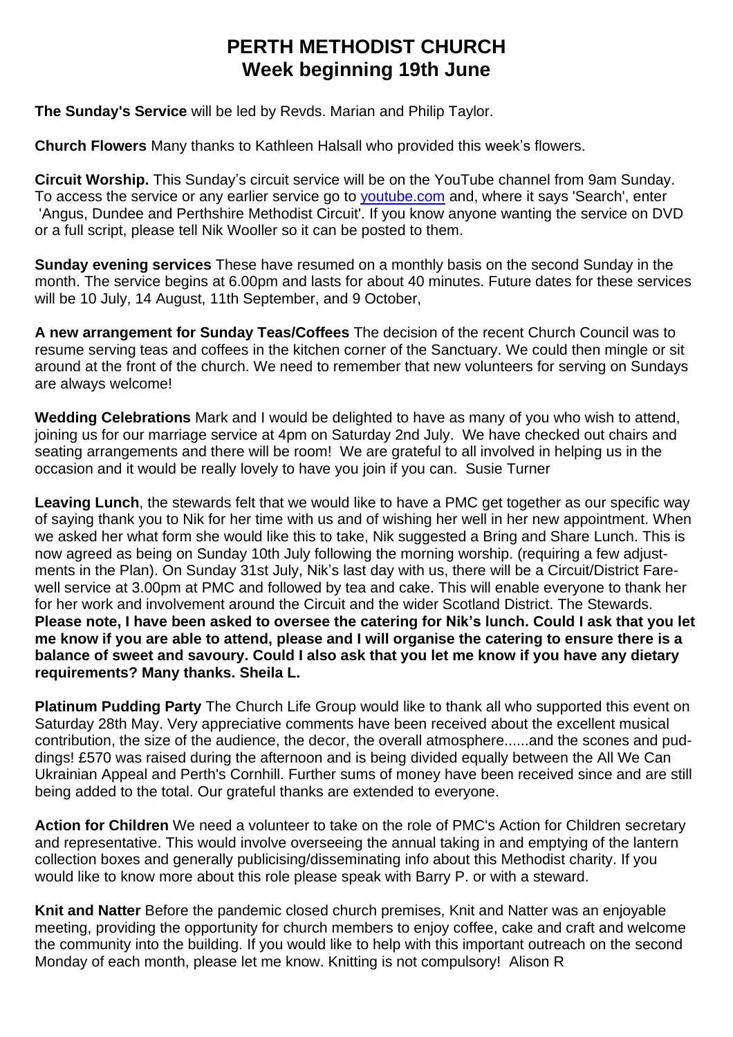# PERTH METHODIST CHURCH
# Week beginning 19th June

**The Sunday's Service** will be led by Revds. Marian and Philip Taylor.

**Church Flowers** Many thanks to Kathleen Halsall who provided this week's flowers.

**Circuit Worship.** This Sunday's circuit service will be on the YouTube channel from 9am Sunday. To access the service or any earlier service go to [youtube.com](https://youtube.com) and, where it says 'Search', enter 'Angus, Dundee and Perthshire Methodist Circuit'. If you know anyone wanting the service on DVD or a full script, please tell Nik Wooller so it can be posted to them.

**Sunday evening services** These have resumed on a monthly basis on the second Sunday in the month. The service begins at 6.00pm and lasts for about 40 minutes. Future dates for these services will be 10 July, 14 August, 11th September, and 9 October,

**A new arrangement for Sunday Teas/Coffees** The decision of the recent Church Council was to resume serving teas and coffees in the kitchen corner of the Sanctuary. We could then mingle or sit around at the front of the church. We need to remember that new volunteers for serving on Sundays are always welcome!

**Wedding Celebrations** Mark and I would be delighted to have as many of you who wish to attend, joining us for our marriage service at 4pm on Saturday 2nd July. We have checked out chairs and seating arrangements and there will be room! We are grateful to all involved in helping us in the occasion and it would be really lovely to have you join if you can. Susie Turner

**Leaving Lunch**, the stewards felt that we would like to have a PMC get together as our specific way of saying thank you to Nik for her time with us and of wishing her well in her new appointment. When we asked her what form she would like this to take, Nik suggested a Bring and Share Lunch. This is now agreed as being on Sunday 10th July following the morning worship. (requiring a few adjustments in the Plan). On Sunday 31st July, Nik's last day with us, there will be a Circuit/District Farewell service at 3.00pm at PMC and followed by tea and cake. This will enable everyone to thank her for her work and involvement around the Circuit and the wider Scotland District. The Stewards. **Please note, I have been asked to oversee the catering for Nik's lunch. Could I ask that you let me know if you are able to attend, please and I will organise the catering to ensure there is a balance of sweet and savoury. Could I also ask that you let me know if you have any dietary requirements? Many thanks. Sheila L.**

**Platinum Pudding Party** The Church Life Group would like to thank all who supported this event on Saturday 28th May. Very appreciative comments have been received about the excellent musical contribution, the size of the audience, the decor, the overall atmosphere......and the scones and puddings! £570 was raised during the afternoon and is being divided equally between the All We Can Ukrainian Appeal and Perth's Cornhill. Further sums of money have been received since and are still being added to the total. Our grateful thanks are extended to everyone.

**Action for Children** We need a volunteer to take on the role of PMC's Action for Children secretary and representative. This would involve overseeing the annual taking in and emptying of the lantern collection boxes and generally publicising/disseminating info about this Methodist charity. If you would like to know more about this role please speak with Barry P. or with a steward.

**Knit and Natter** Before the pandemic closed church premises, Knit and Natter was an enjoyable meeting, providing the opportunity for church members to enjoy coffee, cake and craft and welcome the community into the building. If you would like to help with this important outreach on the second Monday of each month, please let me know. Knitting is not compulsory! Alison R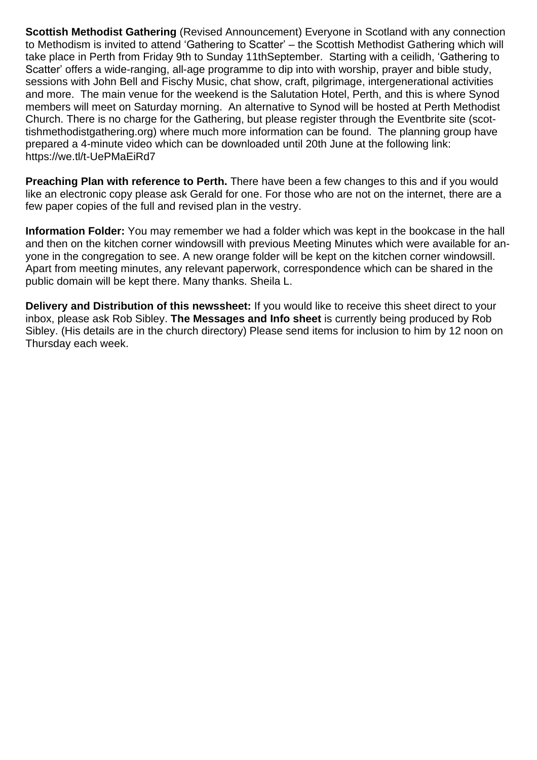**Scottish Methodist Gathering** (Revised Announcement) Everyone in Scotland with any connection to Methodism is invited to attend 'Gathering to Scatter' – the Scottish Methodist Gathering which will take place in Perth from Friday 9th to Sunday 11thSeptember. Starting with a ceilidh, 'Gathering to Scatter' offers a wide-ranging, all-age programme to dip into with worship, prayer and bible study, sessions with John Bell and Fischy Music, chat show, craft, pilgrimage, intergenerational activities and more. The main venue for the weekend is the Salutation Hotel, Perth, and this is where Synod members will meet on Saturday morning. An alternative to Synod will be hosted at Perth Methodist Church. There is no charge for the Gathering, but please register through the Eventbrite site (scottishmethodistgathering.org) where much more information can be found. The planning group have prepared a 4-minute video which can be downloaded until 20th June at the following link: https://we.tl/t-UePMaEiRd7

**Preaching Plan with reference to Perth.** There have been a few changes to this and if you would like an electronic copy please ask Gerald for one. For those who are not on the internet, there are a few paper copies of the full and revised plan in the vestry.

**Information Folder:** You may remember we had a folder which was kept in the bookcase in the hall and then on the kitchen corner windowsill with previous Meeting Minutes which were available for anyone in the congregation to see. A new orange folder will be kept on the kitchen corner windowsill. Apart from meeting minutes, any relevant paperwork, correspondence which can be shared in the public domain will be kept there. Many thanks. Sheila L.

**Delivery and Distribution of this newssheet:** If you would like to receive this sheet direct to your inbox, please ask Rob Sibley. **The Messages and Info sheet** is currently being produced by Rob Sibley. (His details are in the church directory) Please send items for inclusion to him by 12 noon on Thursday each week.